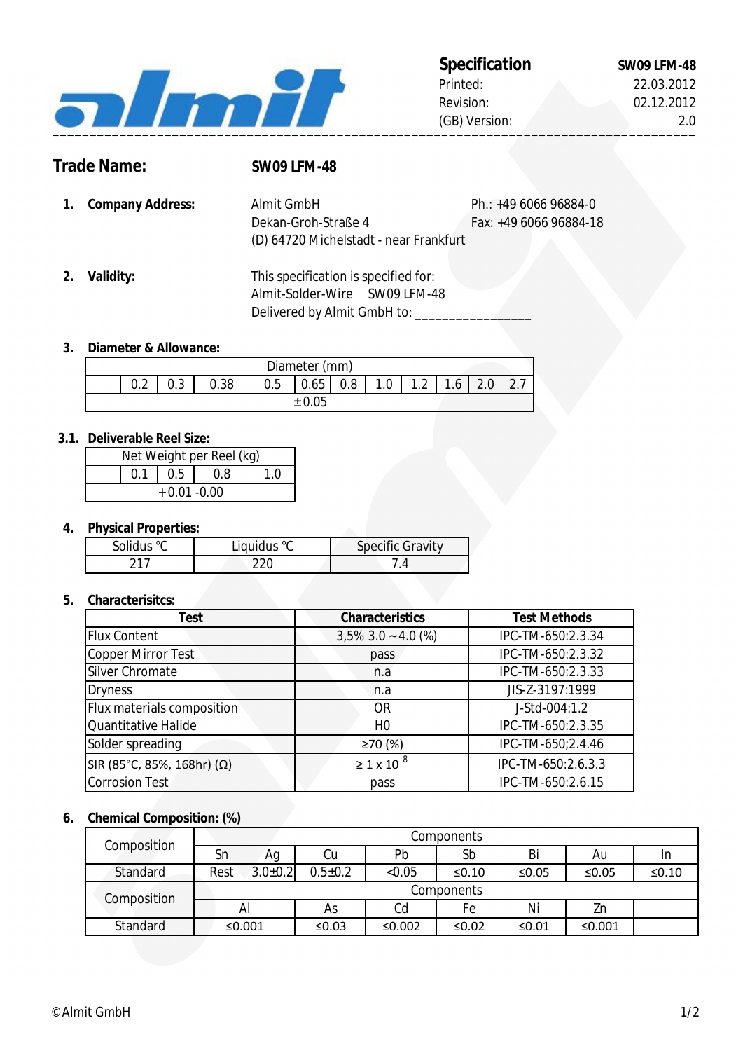**Specification** **SW09 LFM-48**

Printed: 22.03.2012
Revision: 02.12.2012
(GB) Version: 2.0

---

## Trade Name: SW09 LFM-48

**1. Company Address:**

Almit GmbH
Dekan-Groh-Straße 4
(D) 64720 Michelstadt - near Frankfurt

Ph.: +49 6066 96884-0
Fax: +49 6066 96884-18

**2. Validity:**

This specification is specified for:
Almit-Solder-Wire SW09 LFM-48
Delivered by Almit GmbH to: ________________

**3. Diameter & Allowance:**

| Diameter (mm) | | | | | | | | | | | |
|---|---|---|---|---|---|---|---|---|---|---|---|
| | 0.2 | 0.3 | 0.38 | 0.5 | 0.65 | 0.8 | 1.0 | 1.2 | 1.6 | 2.0 | 2.7 |
| ±0.05 | | | | | | | | | | | |

**3.1. Deliverable Reel Size:**

| Net Weight per Reel (kg) | | | | |
|---|---|---|---|---|
| | 0.1 | 0.5 | 0.8 | 1.0 |
| +0.01 -0.00 | | | | |

**4. Physical Properties:**

| Solidus °C | Liquidus °C | Specific Gravity |
|---|---|---|
| 217 | 220 | 7.4 |

**5. Characterisitcs:**

| Test | Characteristics | Test Methods |
|---|---|---|
| Flux Content | 3,5% 3.0 ~ 4.0 (%) | IPC-TM-650:2.3.34 |
| Copper Mirror Test | pass | IPC-TM-650:2.3.32 |
| Silver Chromate | n.a | IPC-TM-650:2.3.33 |
| Dryness | n.a | JIS-Z-3197:1999 |
| Flux materials composition | OR | J-Std-004:1.2 |
| Quantitative Halide | H0 | IPC-TM-650:2.3.35 |
| Solder spreading | ≥70 (%) | IPC-TM-650;2.4.46 |
| SIR (85°C, 85%, 168hr) (Ω) | ≥ $1 \times 10^8$ | IPC-TM-650:2.6.3.3 |
| Corrosion Test | pass | IPC-TM-650:2.6.15 |

**6. Chemical Composition: (%)**

| Composition | Components | | | | | | |
|---|---|---|---|---|---|---|---|
| | Sn | Ag | Cu | Pb | Sb | Bi | Au | In |
| Standard | Rest | 3.0±0.2 | 0.5±0.2 | <0.05 | ≤0.10 | ≤0.05 | ≤0.05 | ≤0.10 |
| Composition | Components | | | | | | | |
| | Al | | As | Cd | Fe | Ni | Zn | |
| Standard | ≤0.001 | | ≤0.03 | ≤0.002 | ≤0.02 | ≤0.01 | ≤0.001 | |

©Almit GmbH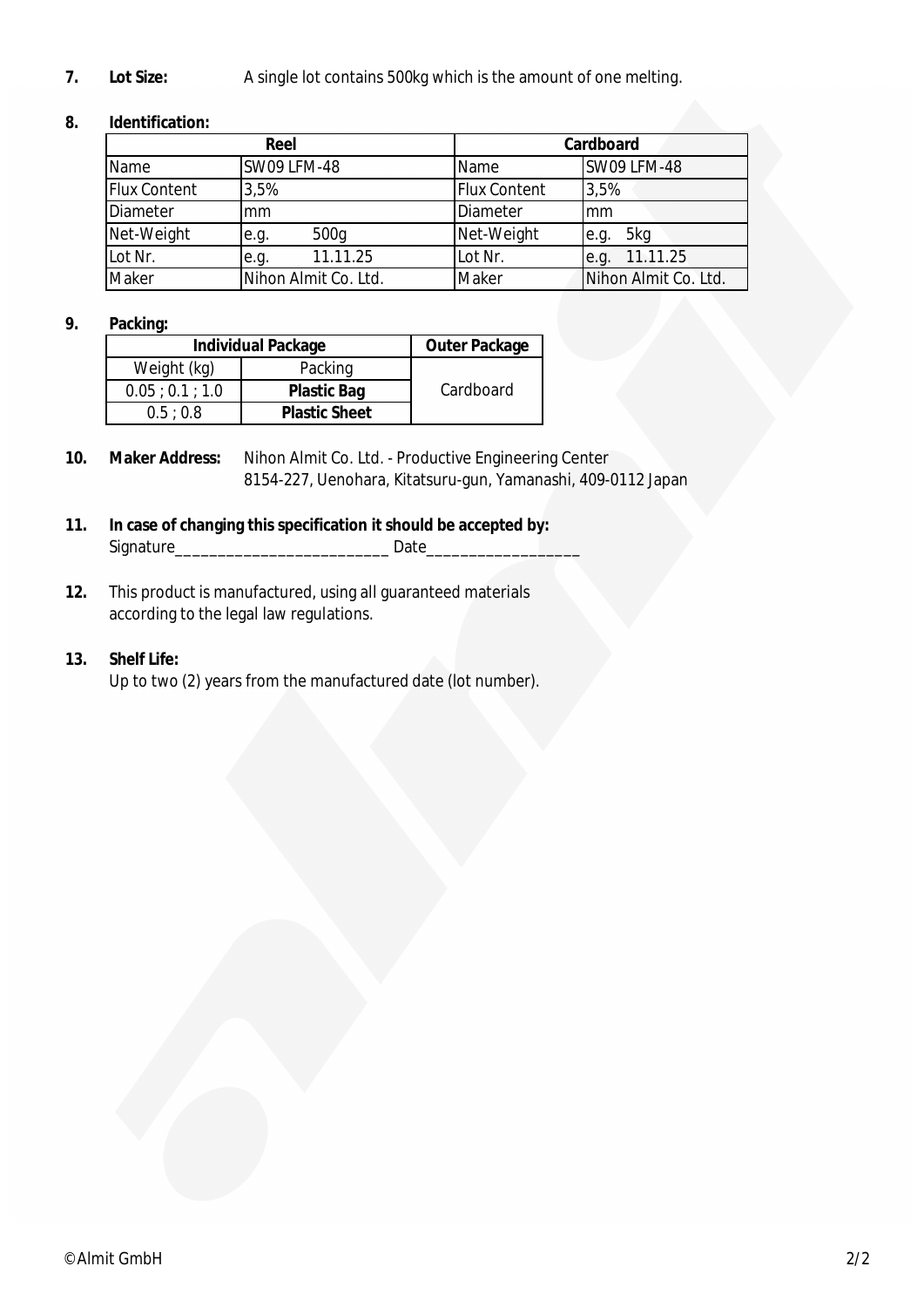**7. Lot Size:** A single lot contains 500kg which is the amount of one melting.

**8. Identification:**

| Reel | | Cardboard | |
|---|---|---|---|
| Name | SW09 LFM-48 | Name | SW09 LFM-48 |
| Flux Content | 3,5% | Flux Content | 3,5% |
| Diameter | mm | Diameter | mm |
| Net-Weight | e.g. 500g | Net-Weight | e.g. 5kg |
| Lot Nr. | e.g. 11.11.25 | Lot Nr. | e.g. 11.11.25 |
| Maker | Nihon Almit Co. Ltd. | Maker | Nihon Almit Co. Ltd. |

**9. Packing:**

| Individual Package | | Outer Package |
|---|---|---|
| Weight (kg) | Packing | Cardboard |
| 0.05 ; 0.1 ; 1.0 | **Plastic Bag** | |
| 0.5 ; 0.8 | **Plastic Sheet** | |

**10. Maker Address:** Nihon Almit Co. Ltd. - Productive Engineering Center
8154-227, Uenohara, Kitatsuru-gun, Yamanashi, 409-0112 Japan

**11. In case of changing this specification it should be accepted by:**
Signature_________________________ Date_________________

**12.** This product is manufactured, using all guaranteed materials according to the legal law regulations.

**13. Shelf Life:**
Up to two (2) years from the manufactured date (lot number).

©Almit GmbH